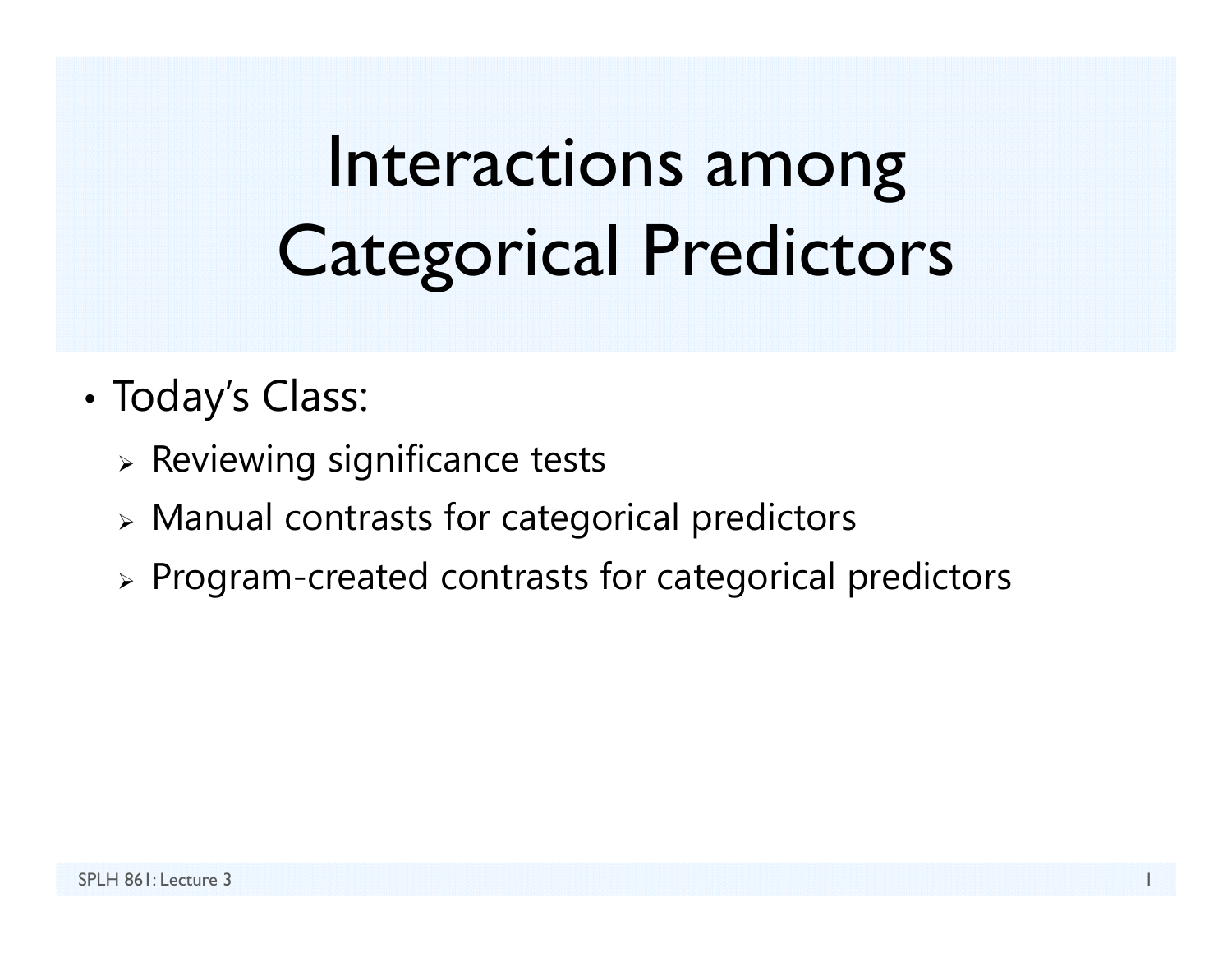# Interactions among Categorical Predictors

- Today's Class:
  - Reviewing significance tests
  - Manual contrasts for categorical predictors
  - Program-created contrasts for categorical predictors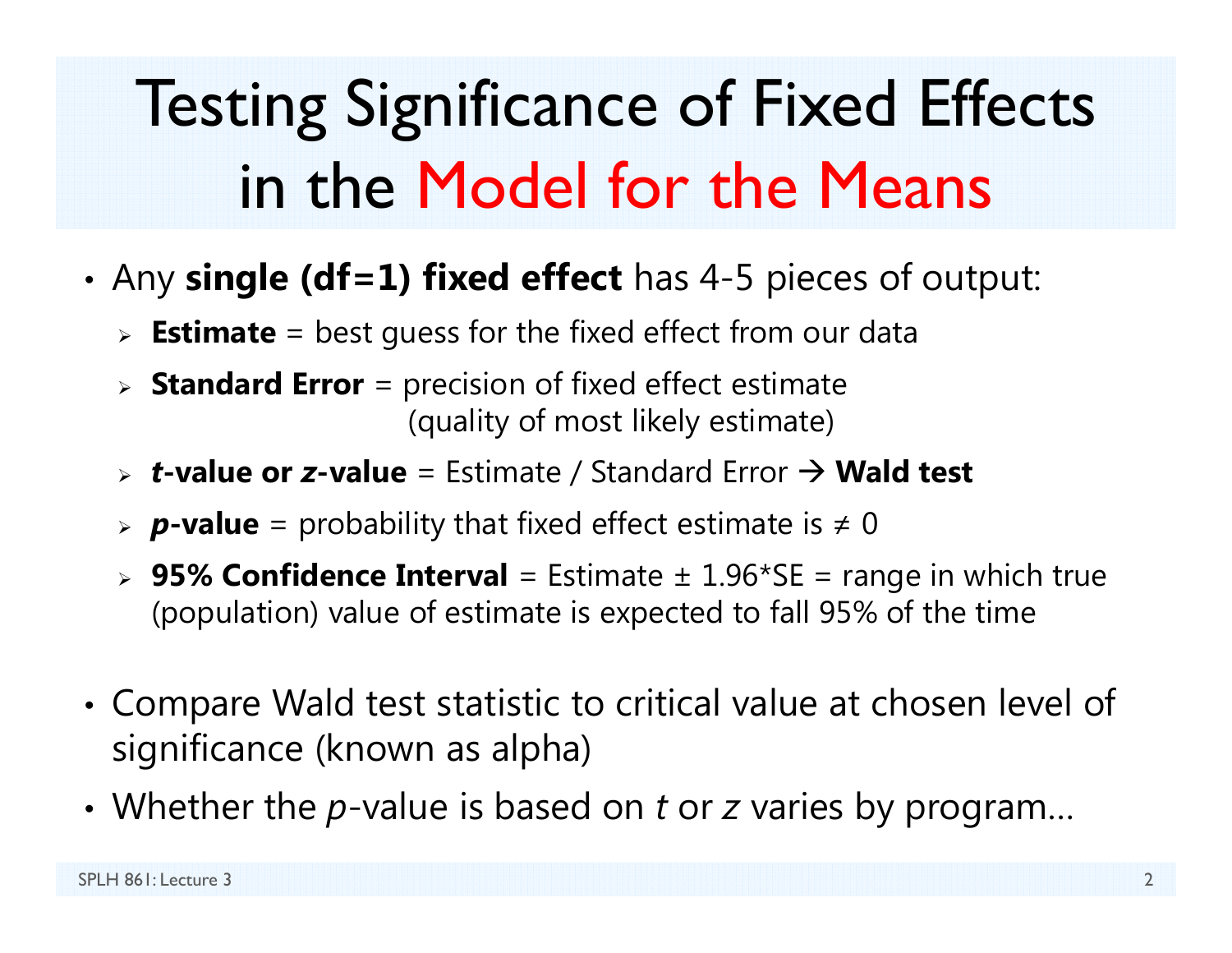# Testing Significance of Fixed Effects in the Model for the Means

- Any **single (df=1) fixed effect** has 4-5 pieces of output:
  - **Estimate** = best guess for the fixed effect from our data
  - **Standard Error** = precision of fixed effect estimate (quality of most likely estimate)
  - ***t*-value or *z*-value** = Estimate / Standard Error → **Wald test**
  - ***p*-value** = probability that fixed effect estimate is ≠ 0
  - **95% Confidence Interval** = Estimate ± 1.96*SE = range in which true (population) value of estimate is expected to fall 95% of the time

- Compare Wald test statistic to critical value at chosen level of significance (known as alpha)
- Whether the *p*-value is based on *t* or *z* varies by program…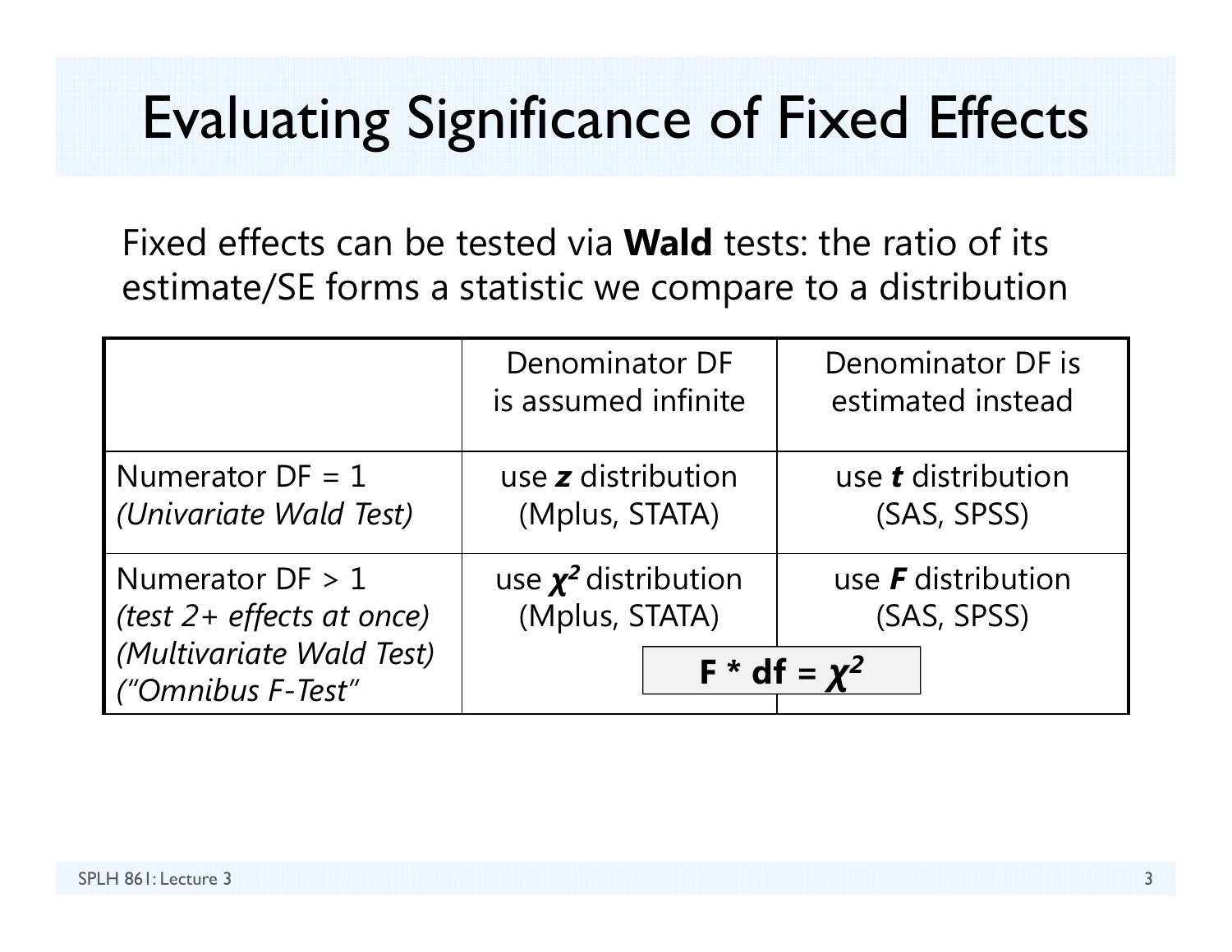# Evaluating Significance of Fixed Effects

Fixed effects can be tested via **Wald** tests: the ratio of its estimate/SE forms a statistic we compare to a distribution

| | Denominator DF is assumed infinite | Denominator DF is estimated instead |
|---|---|---|
| Numerator DF = 1 *(Univariate Wald Test)* | use ***z*** distribution (Mplus, STATA) | use ***t*** distribution (SAS, SPSS) |
| Numerator DF > 1 *(test 2+ effects at once) (Multivariate Wald Test) ("Omnibus F-Test"* | use $\chi^2$ distribution (Mplus, STATA) | use ***F*** distribution (SAS, SPSS) |

$$F * df = \chi^2$$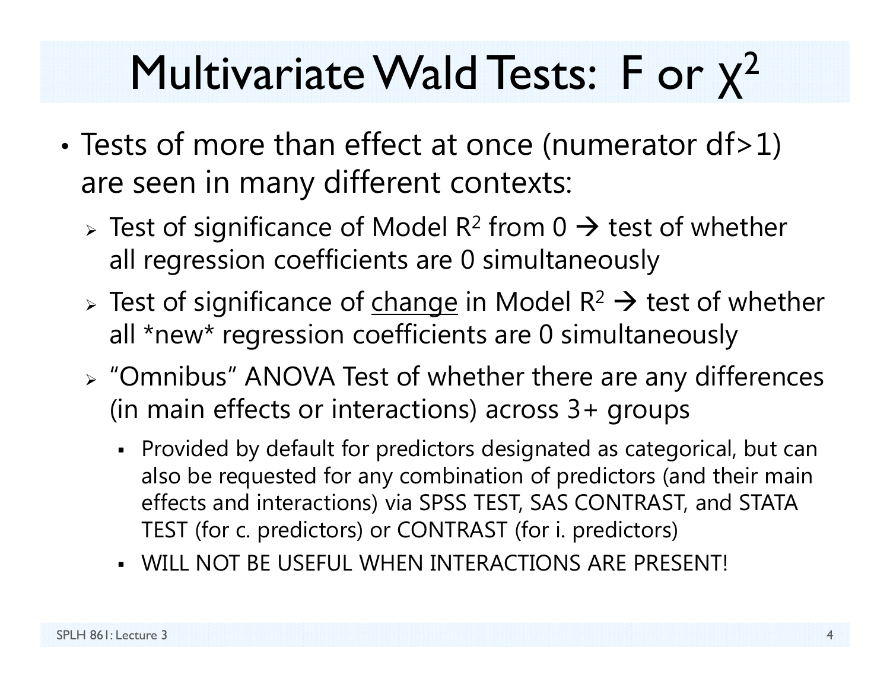# Multivariate Wald Tests: F or $\chi^2$

- Tests of more than effect at once (numerator df>1) are seen in many different contexts:
  - Test of significance of Model $R^2$ from 0 → test of whether all regression coefficients are 0 simultaneously
  - Test of significance of <u>change</u> in Model $R^2$ → test of whether all *new* regression coefficients are 0 simultaneously
  - "Omnibus" ANOVA Test of whether there are any differences (in main effects or interactions) across 3+ groups
    - Provided by default for predictors designated as categorical, but can also be requested for any combination of predictors (and their main effects and interactions) via SPSS TEST, SAS CONTRAST, and STATA TEST (for c. predictors) or CONTRAST (for i. predictors)
    - WILL NOT BE USEFUL WHEN INTERACTIONS ARE PRESENT!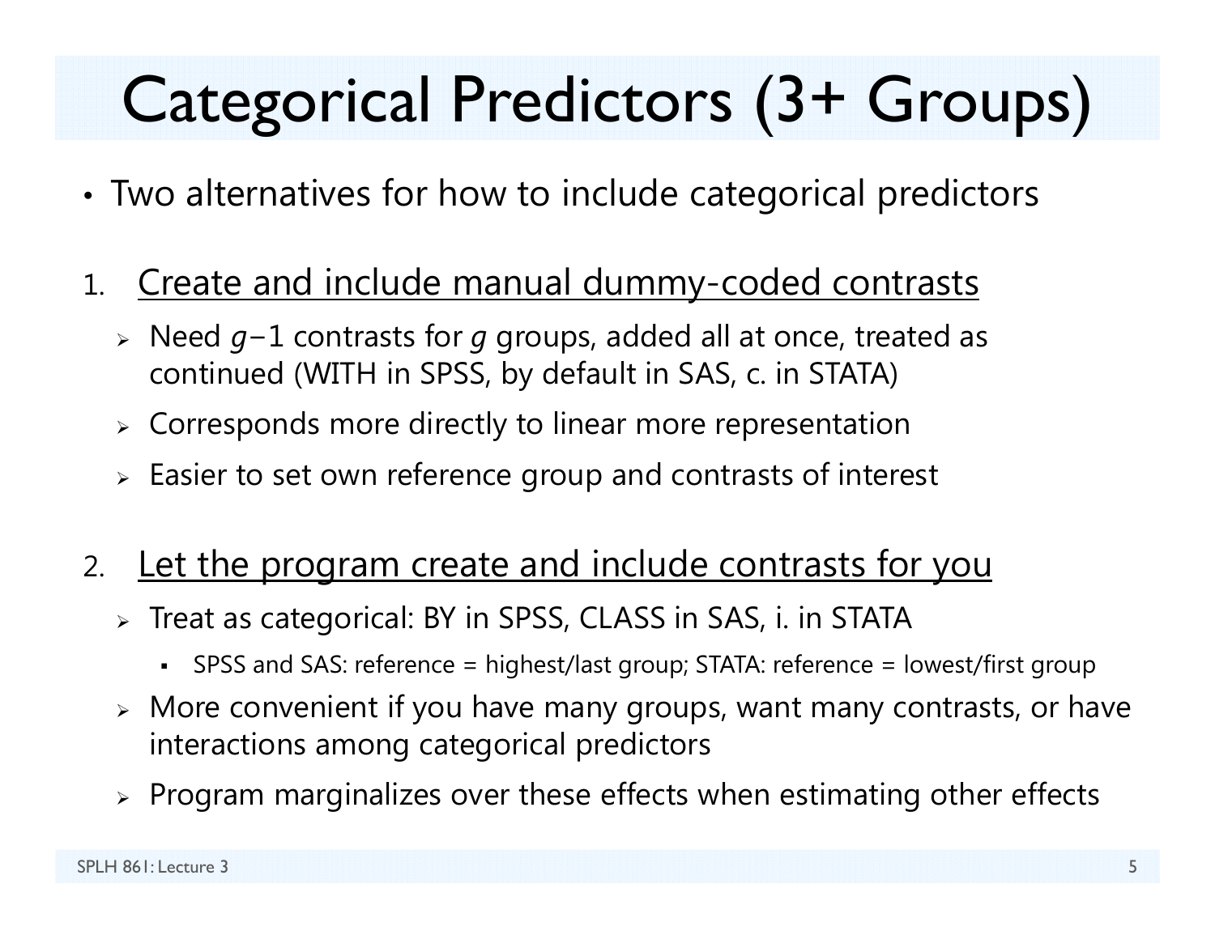# Categorical Predictors (3+ Groups)

- Two alternatives for how to include categorical predictors

1. <u>Create and include manual dummy-coded contrasts</u>
   - Need $g-1$ contrasts for $g$ groups, added all at once, treated as continued (WITH in SPSS, by default in SAS, c. in STATA)
   - Corresponds more directly to linear more representation
   - Easier to set own reference group and contrasts of interest

2. <u>Let the program create and include contrasts for you</u>
   - Treat as categorical: BY in SPSS, CLASS in SAS, i. in STATA
     - SPSS and SAS: reference = highest/last group; STATA: reference = lowest/first group
   - More convenient if you have many groups, want many contrasts, or have interactions among categorical predictors
   - Program marginalizes over these effects when estimating other effects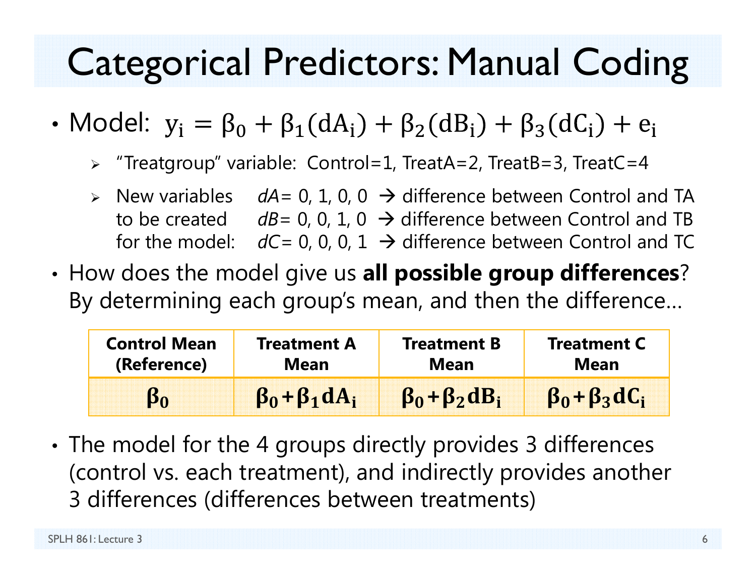# Categorical Predictors: Manual Coding

- Model: $y_i = \beta_0 + \beta_1(dA_i) + \beta_2(dB_i) + \beta_3(dC_i) + e_i$
  - "Treatgroup" variable: Control=1, TreatA=2, TreatB=3, TreatC=4
  - New variables to be created for the model:
    - *dA*= 0, 1, 0, 0 → difference between Control and TA
    - *dB*= 0, 0, 1, 0 → difference between Control and TB
    - *dC*= 0, 0, 0, 1 → difference between Control and TC
- How does the model give us **all possible group differences**? By determining each group's mean, and then the difference…

| Control Mean (Reference) | Treatment A Mean | Treatment B Mean | Treatment C Mean |
|---|---|---|---|
| $\boldsymbol{\beta_0}$ | $\boldsymbol{\beta_0 + \beta_1 dA_i}$ | $\boldsymbol{\beta_0 + \beta_2 dB_i}$ | $\boldsymbol{\beta_0 + \beta_3 dC_i}$ |

- The model for the 4 groups directly provides 3 differences (control vs. each treatment), and indirectly provides another 3 differences (differences between treatments)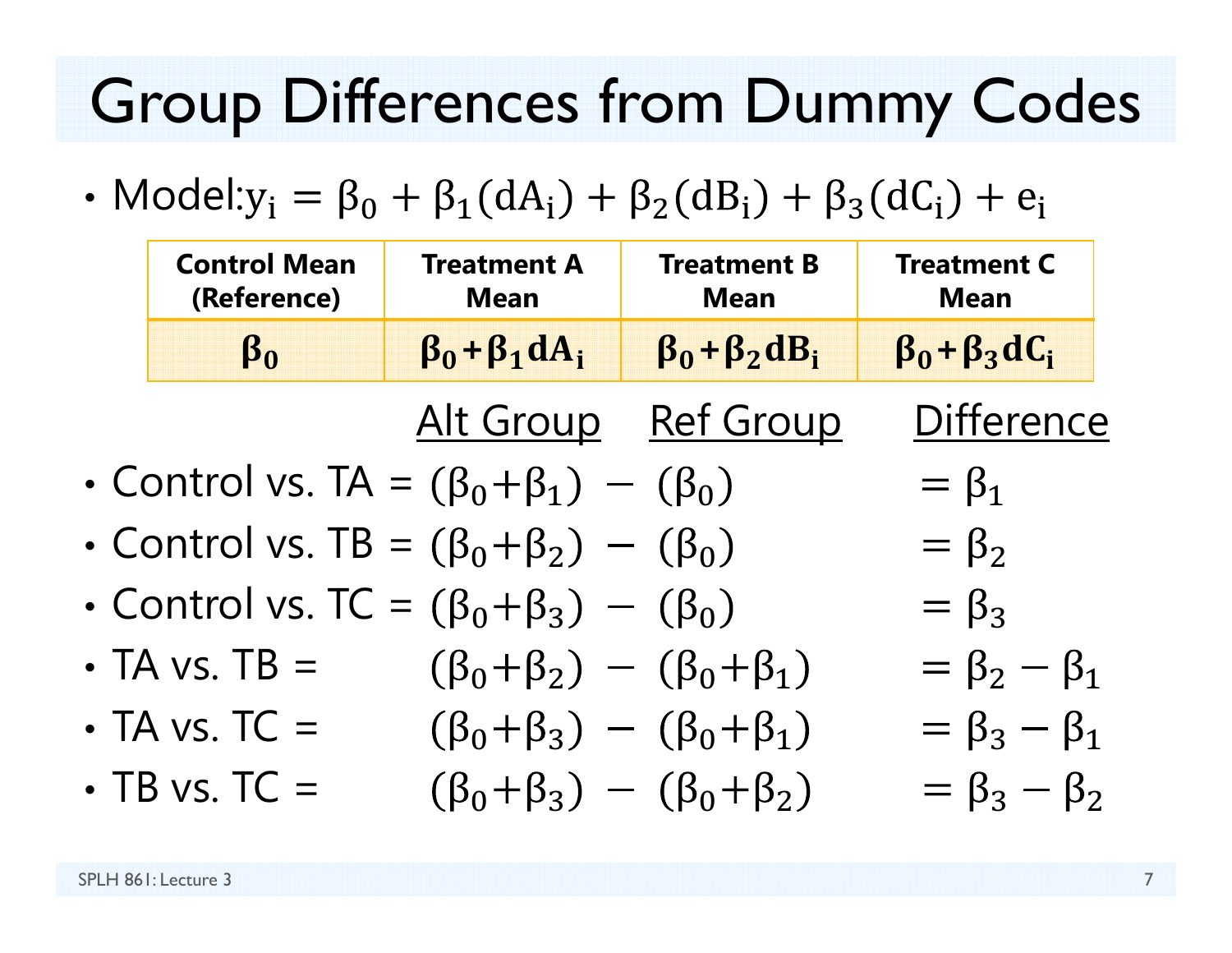# Group Differences from Dummy Codes

- Model: $y_i = \beta_0 + \beta_1(dA_i) + \beta_2(dB_i) + \beta_3(dC_i) + e_i$

| Control Mean (Reference) | Treatment A Mean | Treatment B Mean | Treatment C Mean |
|---|---|---|---|
| $\beta_0$ | $\beta_0 + \beta_1 dA_i$ | $\beta_0 + \beta_2 dB_i$ | $\beta_0 + \beta_3 dC_i$ |

| | Alt Group | Ref Group | Difference |
|---|---|---|---|
| Control vs. TA = | $(\beta_0 + \beta_1)$ − | $(\beta_0)$ | $= \beta_1$ |
| Control vs. TB = | $(\beta_0 + \beta_2)$ − | $(\beta_0)$ | $= \beta_2$ |
| Control vs. TC = | $(\beta_0 + \beta_3)$ − | $(\beta_0)$ | $= \beta_3$ |
| TA vs. TB = | $(\beta_0 + \beta_2)$ − | $(\beta_0 + \beta_1)$ | $= \beta_2 - \beta_1$ |
| TA vs. TC = | $(\beta_0 + \beta_3)$ − | $(\beta_0 + \beta_1)$ | $= \beta_3 - \beta_1$ |
| TB vs. TC = | $(\beta_0 + \beta_3)$ − | $(\beta_0 + \beta_2)$ | $= \beta_3 - \beta_2$ |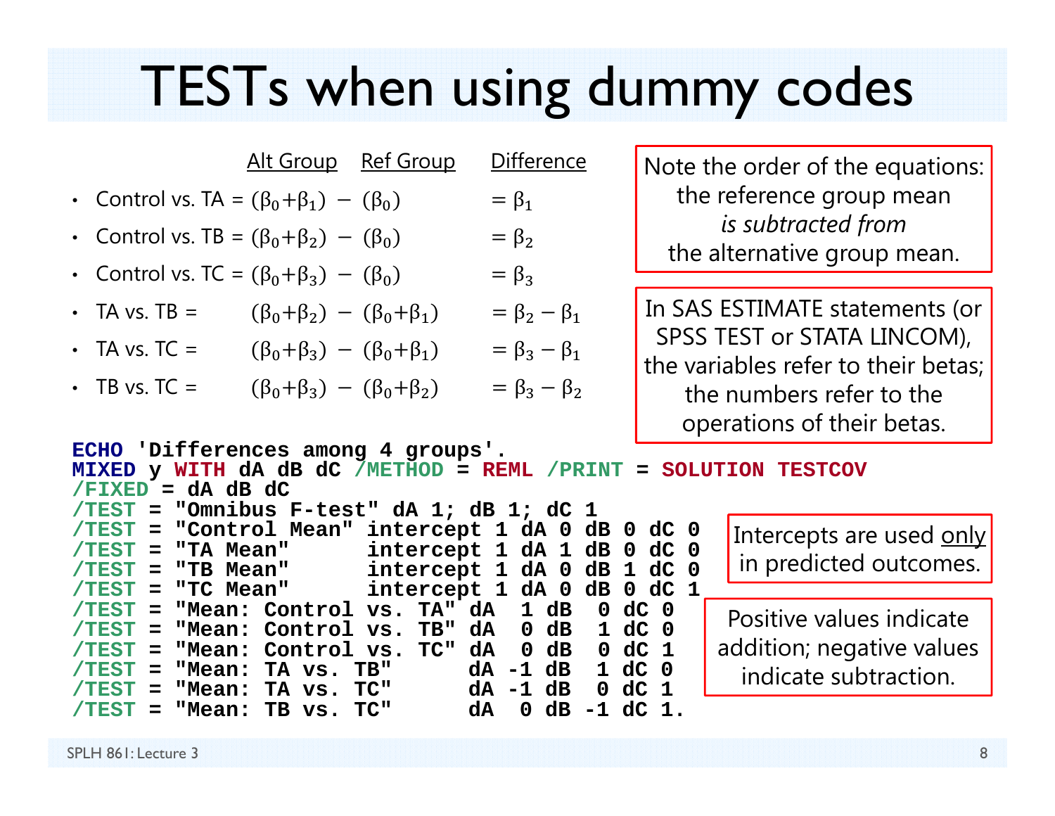# TESTs when using dummy codes

| | Alt Group | Ref Group | Difference |
|---|---|---|---|
| • Control vs. TA = | $(\beta_0+\beta_1)$ | $-$ $(\beta_0)$ | $= \beta_1$ |
| • Control vs. TB = | $(\beta_0+\beta_2)$ | $-$ $(\beta_0)$ | $= \beta_2$ |
| • Control vs. TC = | $(\beta_0+\beta_3)$ | $-$ $(\beta_0)$ | $= \beta_3$ |
| • TA vs. TB = | $(\beta_0+\beta_2)$ | $-$ $(\beta_0+\beta_1)$ | $= \beta_2 - \beta_1$ |
| • TA vs. TC = | $(\beta_0+\beta_3)$ | $-$ $(\beta_0+\beta_1)$ | $= \beta_3 - \beta_1$ |
| • TB vs. TC = | $(\beta_0+\beta_3)$ | $-$ $(\beta_0+\beta_2)$ | $= \beta_3 - \beta_2$ |

Note the order of the equations: the reference group mean *is subtracted from* the alternative group mean.

In SAS ESTIMATE statements (or SPSS TEST or STATA LINCOM), the variables refer to their betas; the numbers refer to the operations of their betas.

```
ECHO 'Differences among 4 groups'.
MIXED y WITH dA dB dC /METHOD = REML /PRINT = SOLUTION TESTCOV
/FIXED = dA dB dC
/TEST = "Omnibus F-test" dA 1; dB 1; dC 1
/TEST = "Control Mean" intercept 1 dA 0 dB 0 dC 0
/TEST = "TA Mean"      intercept 1 dA 1 dB 0 dC 0
/TEST = "TB Mean"      intercept 1 dA 0 dB 1 dC 0
/TEST = "TC Mean"      intercept 1 dA 0 dB 0 dC 1
/TEST = "Mean: Control vs. TA" dA  1 dB  0 dC 0
/TEST = "Mean: Control vs. TB" dA  0 dB  1 dC 0
/TEST = "Mean: Control vs. TC" dA  0 dB  0 dC 1
/TEST = "Mean: TA vs. TB"      dA -1 dB  1 dC 0
/TEST = "Mean: TA vs. TC"      dA -1 dB  0 dC 1
/TEST = "Mean: TB vs. TC"      dA  0 dB -1 dC 1.
```

Intercepts are used <u>only</u> in predicted outcomes.

Positive values indicate addition; negative values indicate subtraction.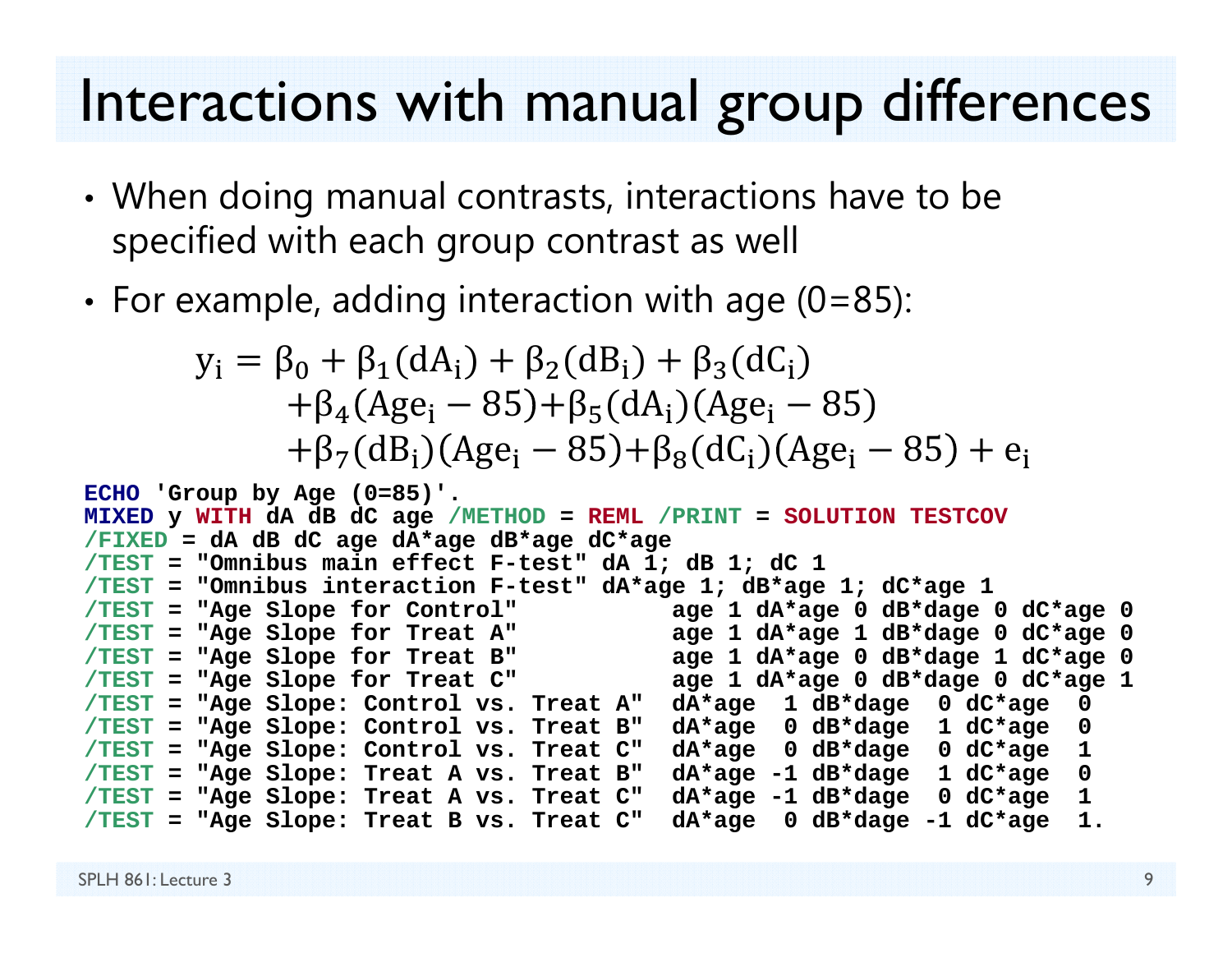# Interactions with manual group differences

- When doing manual contrasts, interactions have to be specified with each group contrast as well
- For example, adding interaction with age (0=85):

$$
\begin{aligned}
\mathrm{y_i} = \beta_0 &+ \beta_1(\mathrm{dA_i}) + \beta_2(\mathrm{dB_i}) + \beta_3(\mathrm{dC_i}) \\
&+\beta_4(\mathrm{Age_i} - 85) + \beta_5(\mathrm{dA_i})(\mathrm{Age_i} - 85) \\
&+\beta_7(\mathrm{dB_i})(\mathrm{Age_i} - 85) + \beta_8(\mathrm{dC_i})(\mathrm{Age_i} - 85) + \mathrm{e_i}
\end{aligned}
$$

```
ECHO 'Group by Age (0=85)'.
MIXED y WITH dA dB dC age /METHOD = REML /PRINT = SOLUTION TESTCOV
/FIXED = dA dB dC age dA*age dB*age dC*age
/TEST = "Omnibus main effect F-test" dA 1; dB 1; dC 1
/TEST = "Omnibus interaction F-test" dA*age 1; dB*age 1; dC*age 1
/TEST = "Age Slope for Control"          age 1 dA*age 0 dB*dage 0 dC*age 0
/TEST = "Age Slope for Treat A"          age 1 dA*age 1 dB*dage 0 dC*age 0
/TEST = "Age Slope for Treat B"          age 1 dA*age 0 dB*dage 1 dC*age 0
/TEST = "Age Slope for Treat C"          age 1 dA*age 0 dB*dage 0 dC*age 1
/TEST = "Age Slope: Control vs. Treat A"  dA*age  1 dB*dage  0 dC*age  0
/TEST = "Age Slope: Control vs. Treat B"  dA*age  0 dB*dage  1 dC*age  0
/TEST = "Age Slope: Control vs. Treat C"  dA*age  0 dB*dage  0 dC*age  1
/TEST = "Age Slope: Treat A vs. Treat B"  dA*age -1 dB*dage  1 dC*age  0
/TEST = "Age Slope: Treat A vs. Treat C"  dA*age -1 dB*dage  0 dC*age  1
/TEST = "Age Slope: Treat B vs. Treat C"  dA*age  0 dB*dage -1 dC*age  1.
```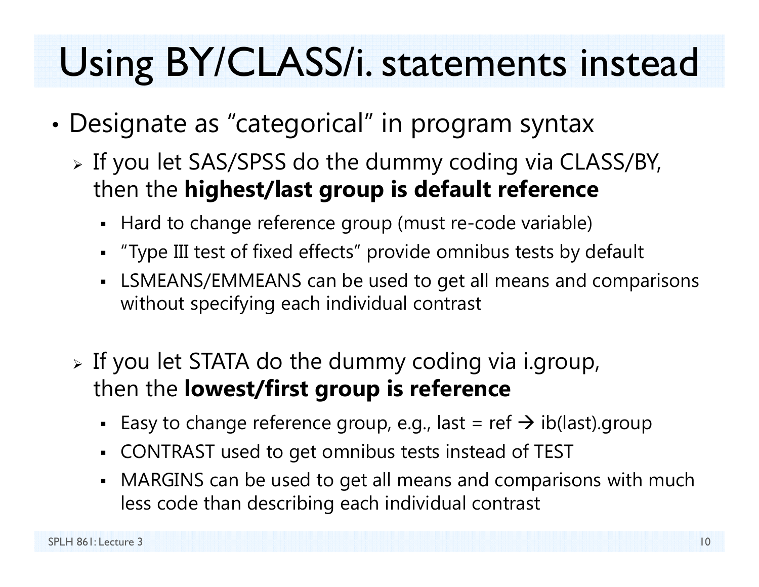# Using BY/CLASS/i. statements instead

- Designate as "categorical" in program syntax
  - If you let SAS/SPSS do the dummy coding via CLASS/BY, then the **highest/last group is default reference**
    - Hard to change reference group (must re-code variable)
    - "Type III test of fixed effects" provide omnibus tests by default
    - LSMEANS/EMMEANS can be used to get all means and comparisons without specifying each individual contrast
  - If you let STATA do the dummy coding via i.group, then the **lowest/first group is reference**
    - Easy to change reference group, e.g., last = ref → ib(last).group
    - CONTRAST used to get omnibus tests instead of TEST
    - MARGINS can be used to get all means and comparisons with much less code than describing each individual contrast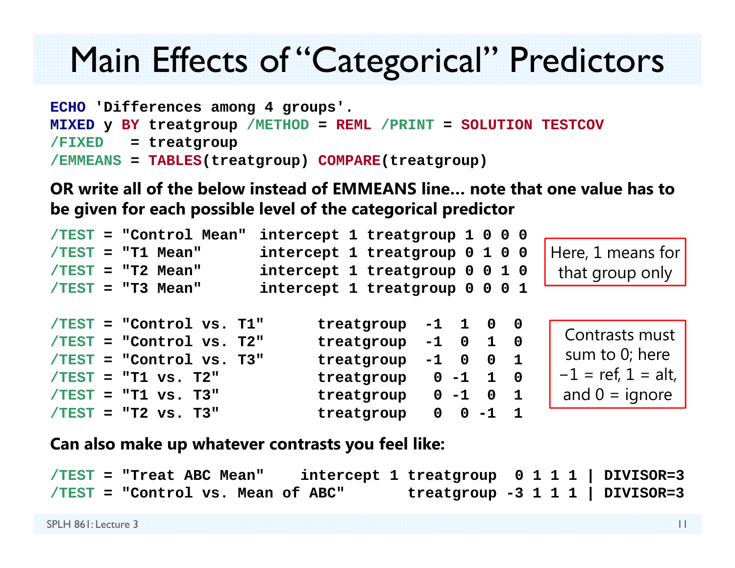# Main Effects of "Categorical" Predictors

```
ECHO 'Differences among 4 groups'.
MIXED y BY treatgroup /METHOD = REML /PRINT = SOLUTION TESTCOV
/FIXED   = treatgroup
/EMMEANS = TABLES(treatgroup) COMPARE(treatgroup)
```

**OR write all of the below instead of EMMEANS line… note that one value has to be given for each possible level of the categorical predictor**

```
/TEST = "Control Mean"  intercept 1 treatgroup 1 0 0 0
/TEST = "T1 Mean"       intercept 1 treatgroup 0 1 0 0
/TEST = "T2 Mean"       intercept 1 treatgroup 0 0 1 0
/TEST = "T3 Mean"       intercept 1 treatgroup 0 0 0 1
```

Here, 1 means for that group only

```
/TEST = "Control vs. T1"      treatgroup  -1  1  0  0
/TEST = "Control vs. T2"      treatgroup  -1  0  1  0
/TEST = "Control vs. T3"      treatgroup  -1  0  0  1
/TEST = "T1 vs. T2"           treatgroup   0 -1  1  0
/TEST = "T1 vs. T3"           treatgroup   0 -1  0  1
/TEST = "T2 vs. T3"           treatgroup   0  0 -1  1
```

Contrasts must sum to 0; here −1 = ref, 1 = alt, and 0 = ignore

**Can also make up whatever contrasts you feel like:**

```
/TEST = "Treat ABC Mean"    intercept 1 treatgroup  0 1 1 1 | DIVISOR=3
/TEST = "Control vs. Mean of ABC"       treatgroup -3 1 1 1 | DIVISOR=3
```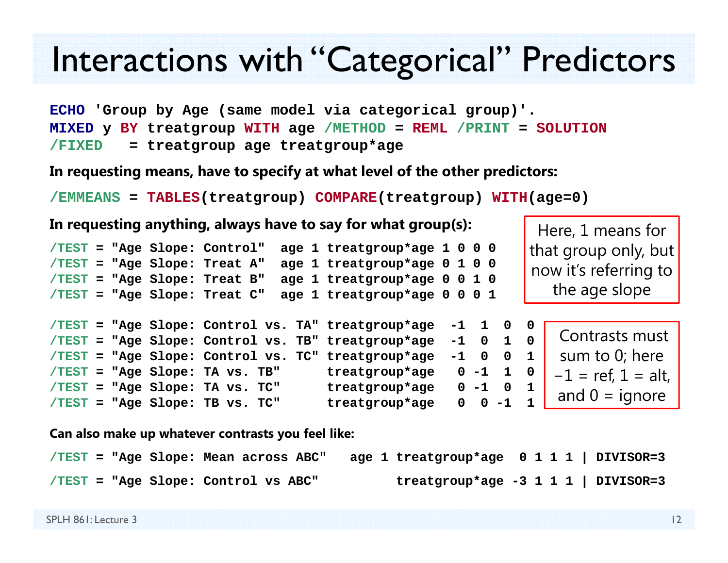# Interactions with "Categorical" Predictors

```
ECHO 'Group by Age (same model via categorical group)'.
MIXED y BY treatgroup WITH age /METHOD = REML /PRINT = SOLUTION
/FIXED   = treatgroup age treatgroup*age
```

**In requesting means, have to specify at what level of the other predictors:**

```
/EMMEANS = TABLES(treatgroup) COMPARE(treatgroup) WITH(age=0)
```

**In requesting anything, always have to say for what group(s):**

```
/TEST = "Age Slope: Control"  age 1 treatgroup*age 1 0 0 0
/TEST = "Age Slope: Treat A"  age 1 treatgroup*age 0 1 0 0
/TEST = "Age Slope: Treat B"  age 1 treatgroup*age 0 0 1 0
/TEST = "Age Slope: Treat C"  age 1 treatgroup*age 0 0 0 1
```

Here, 1 means for that group only, but now it's referring to the age slope

```
/TEST = "Age Slope: Control vs. TA" treatgroup*age  -1  1  0  0
/TEST = "Age Slope: Control vs. TB" treatgroup*age  -1  0  1  0
/TEST = "Age Slope: Control vs. TC" treatgroup*age  -1  0  0  1
/TEST = "Age Slope: TA vs. TB"      treatgroup*age   0 -1  1  0
/TEST = "Age Slope: TA vs. TC"      treatgroup*age   0 -1  0  1
/TEST = "Age Slope: TB vs. TC"      treatgroup*age   0  0 -1  1
```

Contrasts must sum to 0; here −1 = ref, 1 = alt, and 0 = ignore

**Can also make up whatever contrasts you feel like:**

```
/TEST = "Age Slope: Mean across ABC"   age 1 treatgroup*age  0 1 1 1 | DIVISOR=3
/TEST = "Age Slope: Control vs ABC"          treatgroup*age -3 1 1 1 | DIVISOR=3
```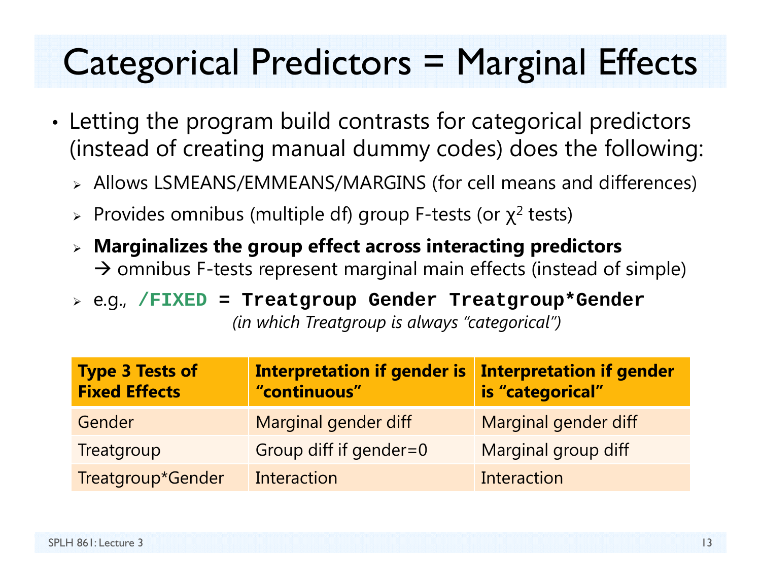# Categorical Predictors = Marginal Effects

- Letting the program build contrasts for categorical predictors (instead of creating manual dummy codes) does the following:
  - Allows LSMEANS/EMMEANS/MARGINS (for cell means and differences)
  - Provides omnibus (multiple df) group F-tests (or $\chi^2$ tests)
  - **Marginalizes the group effect across interacting predictors**
    → omnibus F-tests represent marginal main effects (instead of simple)
  - e.g., `/FIXED = Treatgroup Gender Treatgroup*Gender`
    *(in which Treatgroup is always "categorical")*

| Type 3 Tests of Fixed Effects | Interpretation if gender is "continuous" | Interpretation if gender is "categorical" |
|---|---|---|
| Gender | Marginal gender diff | Marginal gender diff |
| Treatgroup | Group diff if gender=0 | Marginal group diff |
| Treatgroup*Gender | Interaction | Interaction |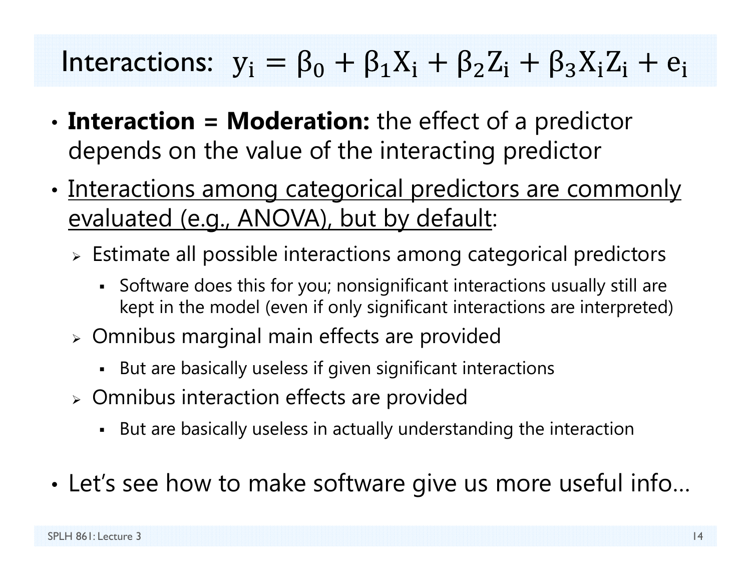# Interactions: $y_i = \beta_0 + \beta_1 X_i + \beta_2 Z_i + \beta_3 X_i Z_i + e_i$

- **Interaction = Moderation:** the effect of a predictor depends on the value of the interacting predictor
- <u>Interactions among categorical predictors are commonly evaluated (e.g., ANOVA), but by default</u>:
  - Estimate all possible interactions among categorical predictors
    - Software does this for you; nonsignificant interactions usually still are kept in the model (even if only significant interactions are interpreted)
  - Omnibus marginal main effects are provided
    - But are basically useless if given significant interactions
  - Omnibus interaction effects are provided
    - But are basically useless in actually understanding the interaction
- Let's see how to make software give us more useful info…